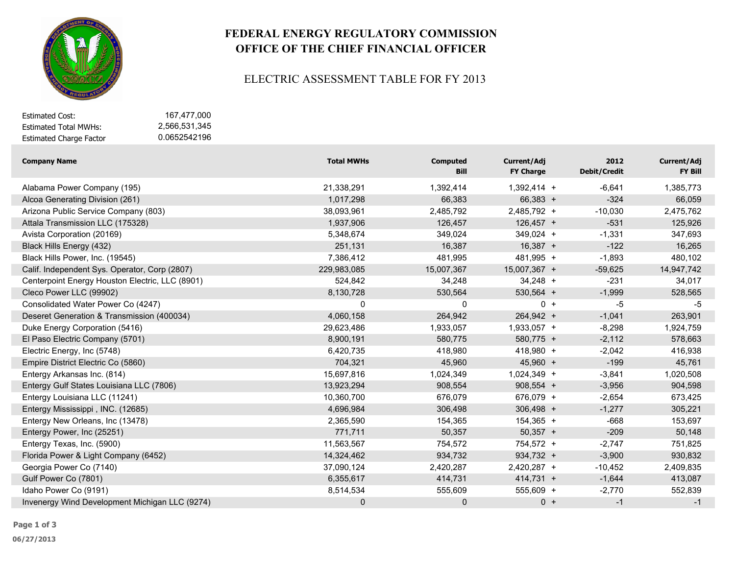# FEDERAL ENERGY REGULATORY COMMISSION
## OFFICE OF THE CHIEF FINANCIAL OFFICER

### ELECTRIC ASSESSMENT TABLE FOR FY 2013

| | |
|---|---|
| Estimated Cost: | 167,477,000 |
| Estimated Total MWHs: | 2,566,531,345 |
| Estimated Charge Factor | 0.0652542196 |

| Company Name | Total MWHs | Computed Bill | Current/Adj FY Charge | | 2012 Debit/Credit | Current/Adj FY Bill |
|---|---|---|---|---|---|---|
| Alabama Power Company (195) | 21,338,291 | 1,392,414 | 1,392,414 | + | -6,641 | 1,385,773 |
| Alcoa Generating Division (261) | 1,017,298 | 66,383 | 66,383 | + | -324 | 66,059 |
| Arizona Public Service Company (803) | 38,093,961 | 2,485,792 | 2,485,792 | + | -10,030 | 2,475,762 |
| Attala Transmission LLC (175328) | 1,937,906 | 126,457 | 126,457 | + | -531 | 125,926 |
| Avista Corporation (20169) | 5,348,674 | 349,024 | 349,024 | + | -1,331 | 347,693 |
| Black Hills Energy (432) | 251,131 | 16,387 | 16,387 | + | -122 | 16,265 |
| Black Hills Power, Inc. (19545) | 7,386,412 | 481,995 | 481,995 | + | -1,893 | 480,102 |
| Calif. Independent Sys. Operator, Corp (2807) | 229,983,085 | 15,007,367 | 15,007,367 | + | -59,625 | 14,947,742 |
| Centerpoint Energy Houston Electric, LLC (8901) | 524,842 | 34,248 | 34,248 | + | -231 | 34,017 |
| Cleco Power LLC (99902) | 8,130,728 | 530,564 | 530,564 | + | -1,999 | 528,565 |
| Consolidated Water Power Co (4247) | 0 | 0 | 0 | + | -5 | -5 |
| Deseret Generation & Transmission (400034) | 4,060,158 | 264,942 | 264,942 | + | -1,041 | 263,901 |
| Duke Energy Corporation (5416) | 29,623,486 | 1,933,057 | 1,933,057 | + | -8,298 | 1,924,759 |
| El Paso Electric Company (5701) | 8,900,191 | 580,775 | 580,775 | + | -2,112 | 578,663 |
| Electric Energy, Inc (5748) | 6,420,735 | 418,980 | 418,980 | + | -2,042 | 416,938 |
| Empire District Electric Co (5860) | 704,321 | 45,960 | 45,960 | + | -199 | 45,761 |
| Entergy Arkansas Inc. (814) | 15,697,816 | 1,024,349 | 1,024,349 | + | -3,841 | 1,020,508 |
| Entergy Gulf States Louisiana LLC (7806) | 13,923,294 | 908,554 | 908,554 | + | -3,956 | 904,598 |
| Entergy Louisiana LLC (11241) | 10,360,700 | 676,079 | 676,079 | + | -2,654 | 673,425 |
| Entergy Mississippi , INC. (12685) | 4,696,984 | 306,498 | 306,498 | + | -1,277 | 305,221 |
| Entergy New Orleans, Inc (13478) | 2,365,590 | 154,365 | 154,365 | + | -668 | 153,697 |
| Entergy Power, Inc (25251) | 771,711 | 50,357 | 50,357 | + | -209 | 50,148 |
| Entergy Texas, Inc. (5900) | 11,563,567 | 754,572 | 754,572 | + | -2,747 | 751,825 |
| Florida Power & Light Company (6452) | 14,324,462 | 934,732 | 934,732 | + | -3,900 | 930,832 |
| Georgia Power Co (7140) | 37,090,124 | 2,420,287 | 2,420,287 | + | -10,452 | 2,409,835 |
| Gulf Power Co (7801) | 6,355,617 | 414,731 | 414,731 | + | -1,644 | 413,087 |
| Idaho Power Co (9191) | 8,514,534 | 555,609 | 555,609 | + | -2,770 | 552,839 |
| Invenergy Wind Development Michigan LLC (9274) | 0 | 0 | 0 | + | -1 | -1 |

06/27/2013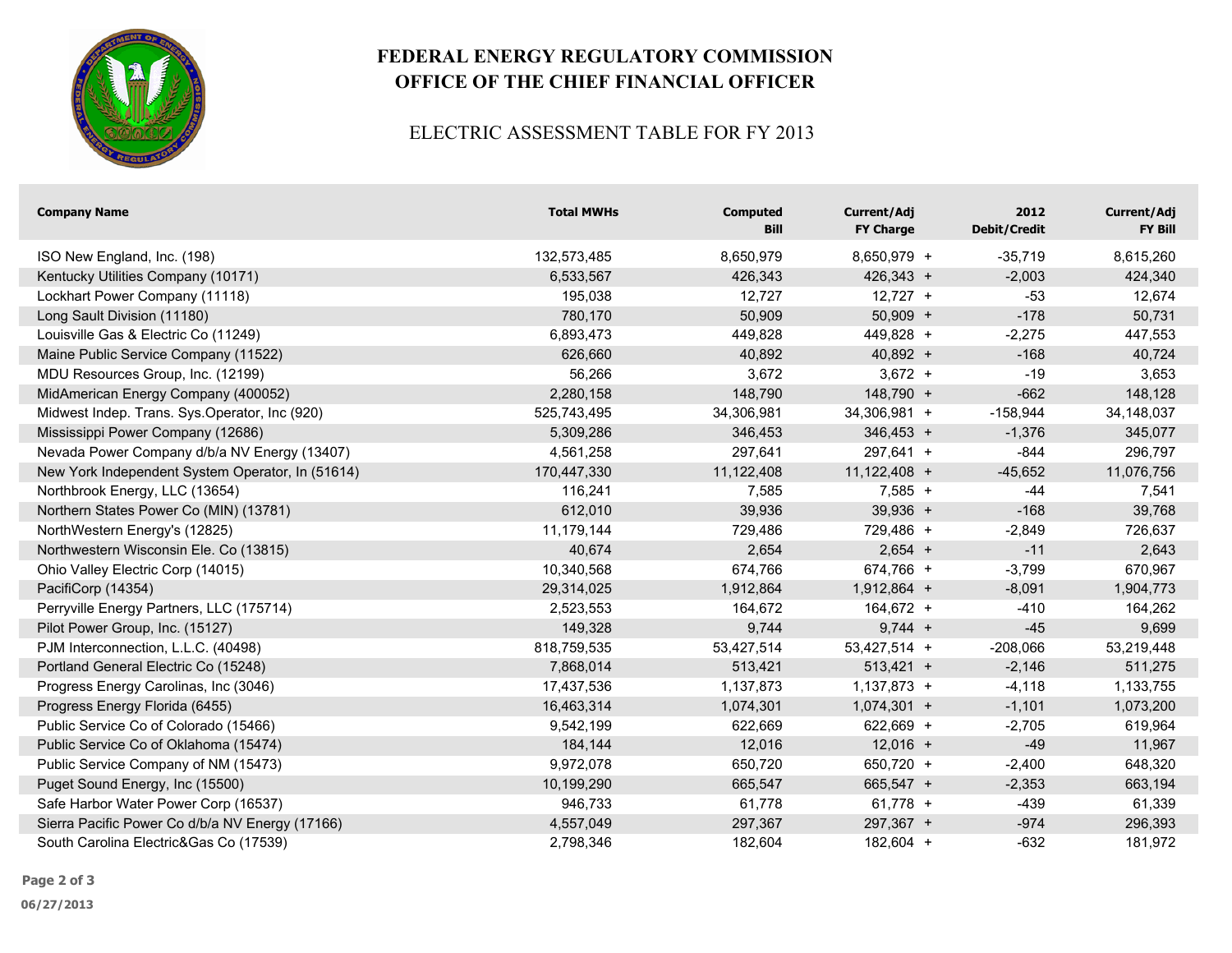# FEDERAL ENERGY REGULATORY COMMISSION
# OFFICE OF THE CHIEF FINANCIAL OFFICER

## ELECTRIC ASSESSMENT TABLE FOR FY 2013

| Company Name | Total MWHs | Computed Bill | Current/Adj FY Charge | | 2012 Debit/Credit | Current/Adj FY Bill |
|---|---|---|---|---|---|---|
| ISO New England, Inc. (198) | 132,573,485 | 8,650,979 | 8,650,979 | + | -35,719 | 8,615,260 |
| Kentucky Utilities Company (10171) | 6,533,567 | 426,343 | 426,343 | + | -2,003 | 424,340 |
| Lockhart Power Company (11118) | 195,038 | 12,727 | 12,727 | + | -53 | 12,674 |
| Long Sault Division (11180) | 780,170 | 50,909 | 50,909 | + | -178 | 50,731 |
| Louisville Gas & Electric Co (11249) | 6,893,473 | 449,828 | 449,828 | + | -2,275 | 447,553 |
| Maine Public Service Company (11522) | 626,660 | 40,892 | 40,892 | + | -168 | 40,724 |
| MDU Resources Group, Inc. (12199) | 56,266 | 3,672 | 3,672 | + | -19 | 3,653 |
| MidAmerican Energy Company (400052) | 2,280,158 | 148,790 | 148,790 | + | -662 | 148,128 |
| Midwest Indep. Trans. Sys.Operator, Inc (920) | 525,743,495 | 34,306,981 | 34,306,981 | + | -158,944 | 34,148,037 |
| Mississippi Power Company (12686) | 5,309,286 | 346,453 | 346,453 | + | -1,376 | 345,077 |
| Nevada Power Company d/b/a NV Energy (13407) | 4,561,258 | 297,641 | 297,641 | + | -844 | 296,797 |
| New York Independent System Operator, In (51614) | 170,447,330 | 11,122,408 | 11,122,408 | + | -45,652 | 11,076,756 |
| Northbrook Energy, LLC (13654) | 116,241 | 7,585 | 7,585 | + | -44 | 7,541 |
| Northern States Power Co (MIN) (13781) | 612,010 | 39,936 | 39,936 | + | -168 | 39,768 |
| NorthWestern Energy's (12825) | 11,179,144 | 729,486 | 729,486 | + | -2,849 | 726,637 |
| Northwestern Wisconsin Ele. Co (13815) | 40,674 | 2,654 | 2,654 | + | -11 | 2,643 |
| Ohio Valley Electric Corp (14015) | 10,340,568 | 674,766 | 674,766 | + | -3,799 | 670,967 |
| PacifiCorp (14354) | 29,314,025 | 1,912,864 | 1,912,864 | + | -8,091 | 1,904,773 |
| Perryville Energy Partners, LLC (175714) | 2,523,553 | 164,672 | 164,672 | + | -410 | 164,262 |
| Pilot Power Group, Inc. (15127) | 149,328 | 9,744 | 9,744 | + | -45 | 9,699 |
| PJM Interconnection, L.L.C. (40498) | 818,759,535 | 53,427,514 | 53,427,514 | + | -208,066 | 53,219,448 |
| Portland General Electric Co (15248) | 7,868,014 | 513,421 | 513,421 | + | -2,146 | 511,275 |
| Progress Energy Carolinas, Inc (3046) | 17,437,536 | 1,137,873 | 1,137,873 | + | -4,118 | 1,133,755 |
| Progress Energy Florida (6455) | 16,463,314 | 1,074,301 | 1,074,301 | + | -1,101 | 1,073,200 |
| Public Service Co of Colorado (15466) | 9,542,199 | 622,669 | 622,669 | + | -2,705 | 619,964 |
| Public Service Co of Oklahoma (15474) | 184,144 | 12,016 | 12,016 | + | -49 | 11,967 |
| Public Service Company of NM (15473) | 9,972,078 | 650,720 | 650,720 | + | -2,400 | 648,320 |
| Puget Sound Energy, Inc (15500) | 10,199,290 | 665,547 | 665,547 | + | -2,353 | 663,194 |
| Safe Harbor Water Power Corp (16537) | 946,733 | 61,778 | 61,778 | + | -439 | 61,339 |
| Sierra Pacific Power Co d/b/a NV Energy (17166) | 4,557,049 | 297,367 | 297,367 | + | -974 | 296,393 |
| South Carolina Electric&Gas Co (17539) | 2,798,346 | 182,604 | 182,604 | + | -632 | 181,972 |

06/27/2013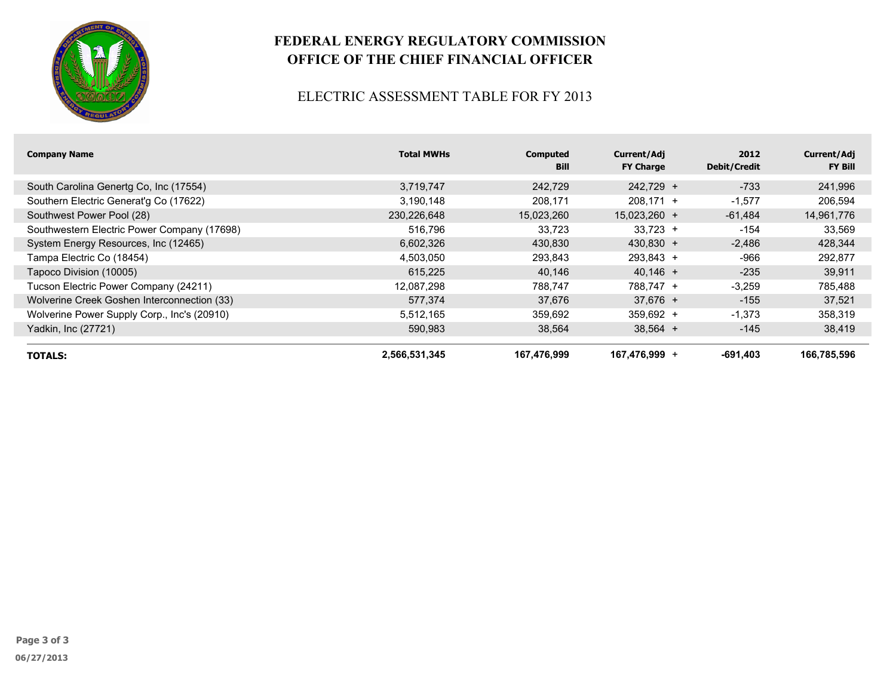# FEDERAL ENERGY REGULATORY COMMISSION
## OFFICE OF THE CHIEF FINANCIAL OFFICER

ELECTRIC ASSESSMENT TABLE FOR FY 2013

| Company Name | Total MWHs | Computed Bill | Current/Adj FY Charge | | 2012 Debit/Credit | Current/Adj FY Bill |
|---|---|---|---|---|---|---|
| South Carolina Genertg Co, Inc (17554) | 3,719,747 | 242,729 | 242,729 | + | -733 | 241,996 |
| Southern Electric Generat'g Co (17622) | 3,190,148 | 208,171 | 208,171 | + | -1,577 | 206,594 |
| Southwest Power Pool (28) | 230,226,648 | 15,023,260 | 15,023,260 | + | -61,484 | 14,961,776 |
| Southwestern Electric Power Company (17698) | 516,796 | 33,723 | 33,723 | + | -154 | 33,569 |
| System Energy Resources, Inc (12465) | 6,602,326 | 430,830 | 430,830 | + | -2,486 | 428,344 |
| Tampa Electric Co (18454) | 4,503,050 | 293,843 | 293,843 | + | -966 | 292,877 |
| Tapoco Division (10005) | 615,225 | 40,146 | 40,146 | + | -235 | 39,911 |
| Tucson Electric Power Company (24211) | 12,087,298 | 788,747 | 788,747 | + | -3,259 | 785,488 |
| Wolverine Creek Goshen Interconnection (33) | 577,374 | 37,676 | 37,676 | + | -155 | 37,521 |
| Wolverine Power Supply Corp., Inc's (20910) | 5,512,165 | 359,692 | 359,692 | + | -1,373 | 358,319 |
| Yadkin, Inc (27721) | 590,983 | 38,564 | 38,564 | + | -145 | 38,419 |
| **TOTALS:** | **2,566,531,345** | **167,476,999** | **167,476,999** | + | **-691,403** | **166,785,596** |

**06/27/2013**